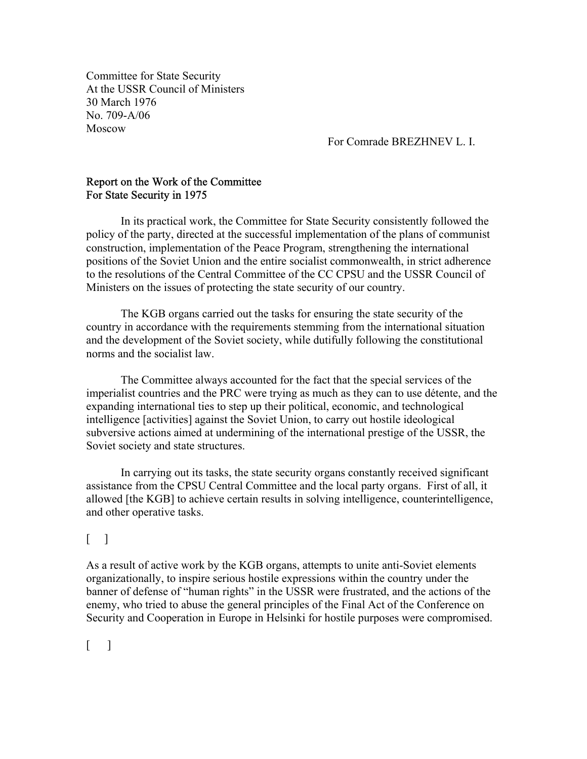Committee for State Security  
At the USSR Council of Ministers  
30 March 1976  
No. 709-A/06  
Moscow

For Comrade BREZHNEV L. I.

## Report on the Work of the Committee For State Security in 1975

In its practical work, the Committee for State Security consistently followed the policy of the party, directed at the successful implementation of the plans of communist construction, implementation of the Peace Program, strengthening the international positions of the Soviet Union and the entire socialist commonwealth, in strict adherence to the resolutions of the Central Committee of the CC CPSU and the USSR Council of Ministers on the issues of protecting the state security of our country.

The KGB organs carried out the tasks for ensuring the state security of the country in accordance with the requirements stemming from the international situation and the development of the Soviet society, while dutifully following the constitutional norms and the socialist law.

The Committee always accounted for the fact that the special services of the imperialist countries and the PRC were trying as much as they can to use détente, and the expanding international ties to step up their political, economic, and technological intelligence [activities] against the Soviet Union, to carry out hostile ideological subversive actions aimed at undermining of the international prestige of the USSR, the Soviet society and state structures.

In carrying out its tasks, the state security organs constantly received significant assistance from the CPSU Central Committee and the local party organs. First of all, it allowed [the KGB] to achieve certain results in solving intelligence, counterintelligence, and other operative tasks.

[ ]

As a result of active work by the KGB organs, attempts to unite anti-Soviet elements organizationally, to inspire serious hostile expressions within the country under the banner of defense of "human rights" in the USSR were frustrated, and the actions of the enemy, who tried to abuse the general principles of the Final Act of the Conference on Security and Cooperation in Europe in Helsinki for hostile purposes were compromised.

[ ]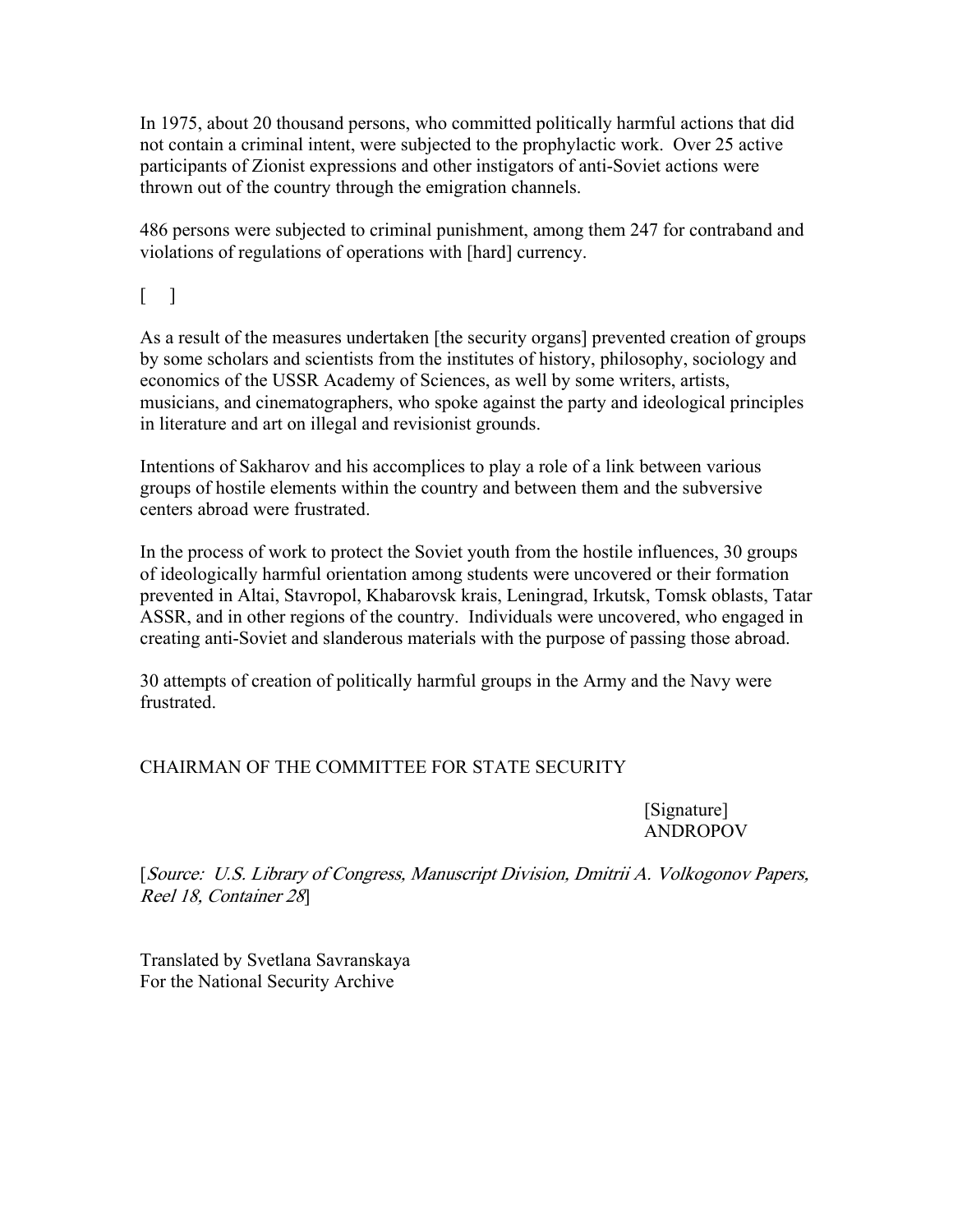In 1975, about 20 thousand persons, who committed politically harmful actions that did not contain a criminal intent, were subjected to the prophylactic work. Over 25 active participants of Zionist expressions and other instigators of anti-Soviet actions were thrown out of the country through the emigration channels.

486 persons were subjected to criminal punishment, among them 247 for contraband and violations of regulations of operations with [hard] currency.

[ ]

As a result of the measures undertaken [the security organs] prevented creation of groups by some scholars and scientists from the institutes of history, philosophy, sociology and economics of the USSR Academy of Sciences, as well by some writers, artists, musicians, and cinematographers, who spoke against the party and ideological principles in literature and art on illegal and revisionist grounds.

Intentions of Sakharov and his accomplices to play a role of a link between various groups of hostile elements within the country and between them and the subversive centers abroad were frustrated.

In the process of work to protect the Soviet youth from the hostile influences, 30 groups of ideologically harmful orientation among students were uncovered or their formation prevented in Altai, Stavropol, Khabarovsk krais, Leningrad, Irkutsk, Tomsk oblasts, Tatar ASSR, and in other regions of the country. Individuals were uncovered, who engaged in creating anti-Soviet and slanderous materials with the purpose of passing those abroad.

30 attempts of creation of politically harmful groups in the Army and the Navy were frustrated.

CHAIRMAN OF THE COMMITTEE FOR STATE SECURITY

[Signature]
ANDROPOV

[*Source: U.S. Library of Congress, Manuscript Division, Dmitrii A. Volkogonov Papers, Reel 18, Container 28*]

Translated by Svetlana Savranskaya
For the National Security Archive